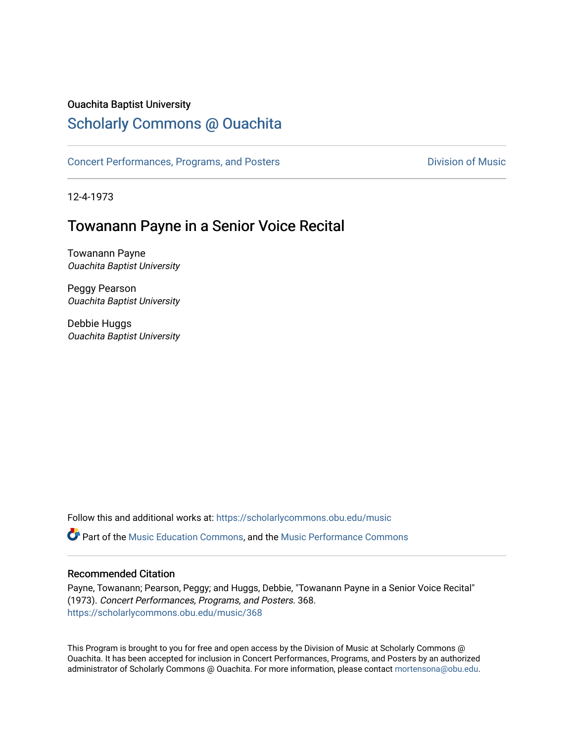Ouachita Baptist University

# Scholarly Commons @ Ouachita

Concert Performances, Programs, and Posters | Division of Music

12-4-1973

## Towanann Payne in a Senior Voice Recital

Towanann Payne
*Ouachita Baptist University*

Peggy Pearson
*Ouachita Baptist University*

Debbie Huggs
*Ouachita Baptist University*

Follow this and additional works at: https://scholarlycommons.obu.edu/music

Part of the Music Education Commons, and the Music Performance Commons

### Recommended Citation

Payne, Towanann; Pearson, Peggy; and Huggs, Debbie, "Towanann Payne in a Senior Voice Recital" (1973). *Concert Performances, Programs, and Posters*. 368.
https://scholarlycommons.obu.edu/music/368

This Program is brought to you for free and open access by the Division of Music at Scholarly Commons @ Ouachita. It has been accepted for inclusion in Concert Performances, Programs, and Posters by an authorized administrator of Scholarly Commons @ Ouachita. For more information, please contact mortensona@obu.edu.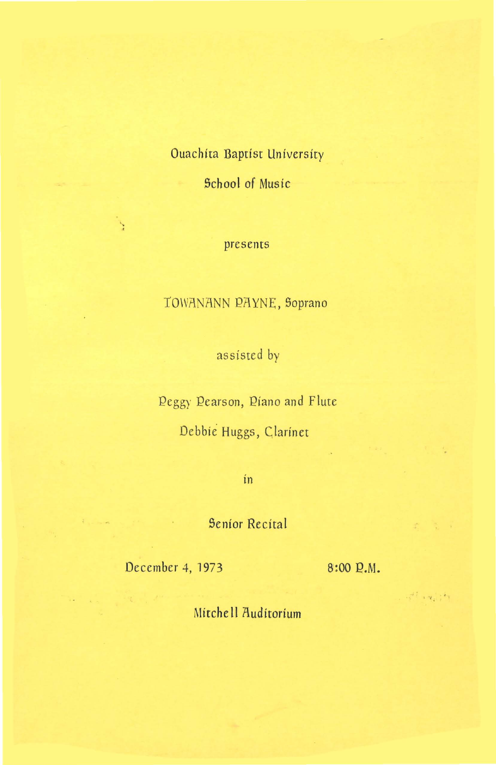Ouachita Baptist University

School of Music

presents

TOWANANN PAYNE, Soprano

assisted by

Peggy Pearson, Piano and Flute

Debbie Huggs, Clarinet

in

Senior Recital

December 4, 1973 8:00 P.M.

Mitchell Auditorium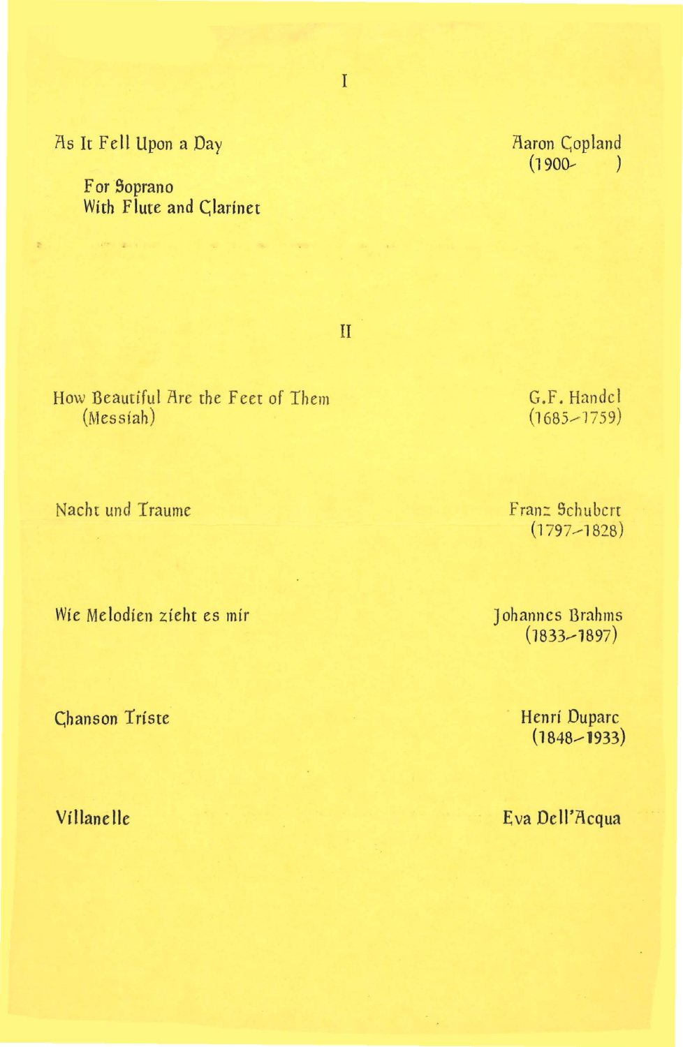## I

As It Fell Upon a Day — Aaron Copland (1900- )

For Soprano
With Flute and Clarinet

## II

How Beautiful Are the Feet of Them (Messiah) — G.F. Handel (1685-1759)

Nacht und Traume — Franz Schubert (1797-1828)

Wie Melodien zieht es mir — Johannes Brahms (1833-1897)

Chanson Triste — Henri Duparc (1848-1933)

Villanelle — Eva Dell'Acqua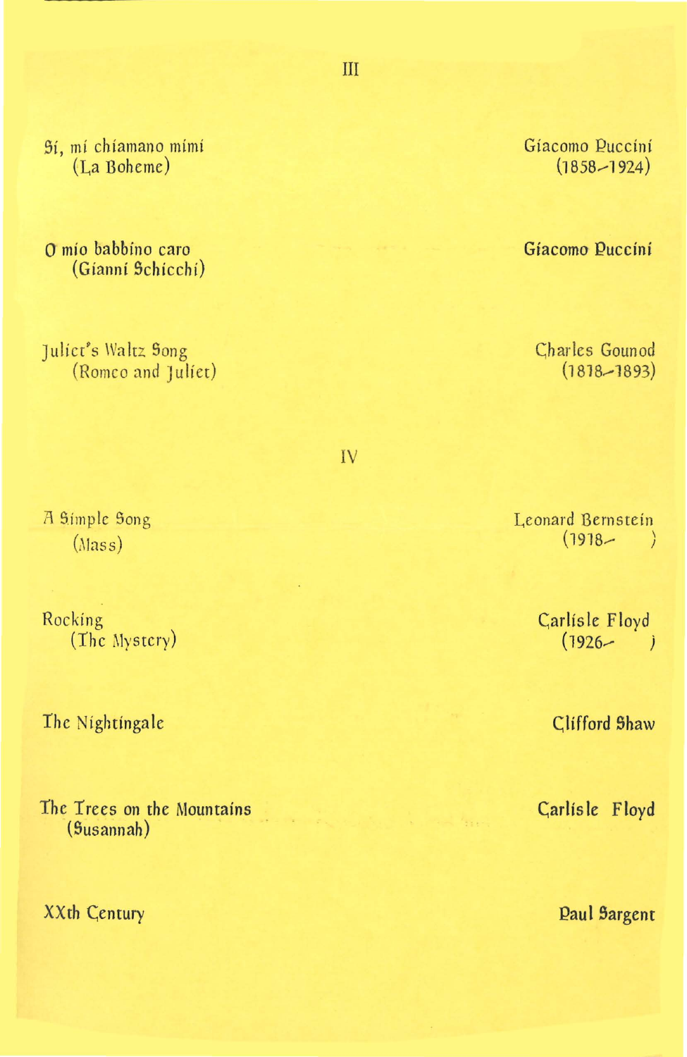## III

| | |
|---|---|
| Sì, mi chiamano mimì<br>(La Boheme) | Giacomo Puccini<br>(1858–1924) |
| O mio babbino caro<br>(Gianni Schicchi) | Giacomo Puccini |
| Juliet's Waltz Song<br>(Romeo and Juliet) | Charles Gounod<br>(1818–1893) |

## IV

| | |
|---|---|
| A Simple Song<br>(Mass) | Leonard Bernstein<br>(1918– ) |
| Rocking<br>(The Mystery) | Carlisle Floyd<br>(1926– ) |
| The Nightingale | Clifford Shaw |
| The Trees on the Mountains<br>(Susannah) | Carlisle Floyd |
| XXth Century | Paul Sargent |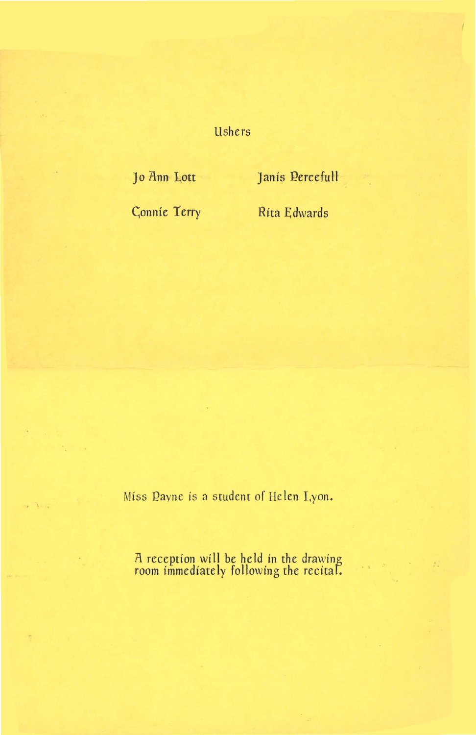## Ushers

Jo Ann Lott

Janis Percefull

Connie Terry

Rita Edwards

Miss Payne is a student of Helen Lyon.

A reception will be held in the drawing room immediately following the recital.